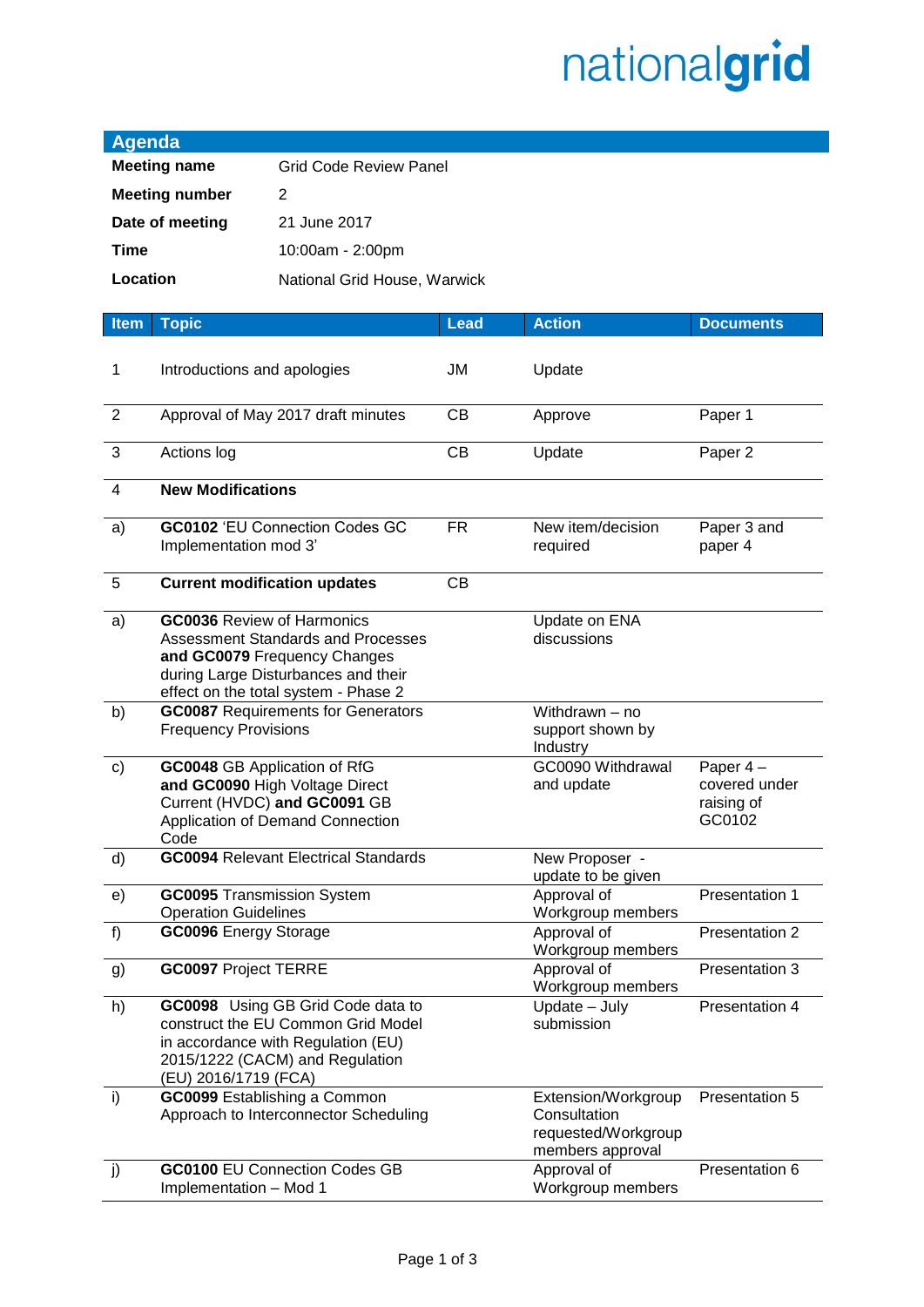nationalgrid

## Agenda

| | |
|---|---|
| **Meeting name** | Grid Code Review Panel |
| **Meeting number** | 2 |
| **Date of meeting** | 21 June 2017 |
| **Time** | 10:00am - 2:00pm |
| **Location** | National Grid House, Warwick |

| Item | Topic | Lead | Action | Documents |
|---|---|---|---|---|
| 1 | Introductions and apologies | JM | Update | |
| 2 | Approval of May 2017 draft minutes | CB | Approve | Paper 1 |
| 3 | Actions log | CB | Update | Paper 2 |
| 4 | **New Modifications** | | | |
| a) | **GC0102** 'EU Connection Codes GC Implementation mod 3' | FR | New item/decision required | Paper 3 and paper 4 |
| 5 | **Current modification updates** | CB | | |
| a) | **GC0036** Review of Harmonics Assessment Standards and Processes **and GC0079** Frequency Changes during Large Disturbances and their effect on the total system - Phase 2 | | Update on ENA discussions | |
| b) | **GC0087** Requirements for Generators Frequency Provisions | | Withdrawn – no support shown by Industry | |
| c) | **GC0048** GB Application of RfG **and GC0090** High Voltage Direct Current (HVDC) **and GC0091** GB Application of Demand Connection Code | | GC0090 Withdrawal and update | Paper 4 – covered under raising of GC0102 |
| d) | **GC0094** Relevant Electrical Standards | | New Proposer - update to be given | |
| e) | **GC0095** Transmission System Operation Guidelines | | Approval of Workgroup members | Presentation 1 |
| f) | **GC0096** Energy Storage | | Approval of Workgroup members | Presentation 2 |
| g) | **GC0097** Project TERRE | | Approval of Workgroup members | Presentation 3 |
| h) | **GC0098** Using GB Grid Code data to construct the EU Common Grid Model in accordance with Regulation (EU) 2015/1222 (CACM) and Regulation (EU) 2016/1719 (FCA) | | Update – July submission | Presentation 4 |
| i) | **GC0099** Establishing a Common Approach to Interconnector Scheduling | | Extension/Workgroup Consultation requested/Workgroup members approval | Presentation 5 |
| j) | **GC0100** EU Connection Codes GB Implementation – Mod 1 | | Approval of Workgroup members | Presentation 6 |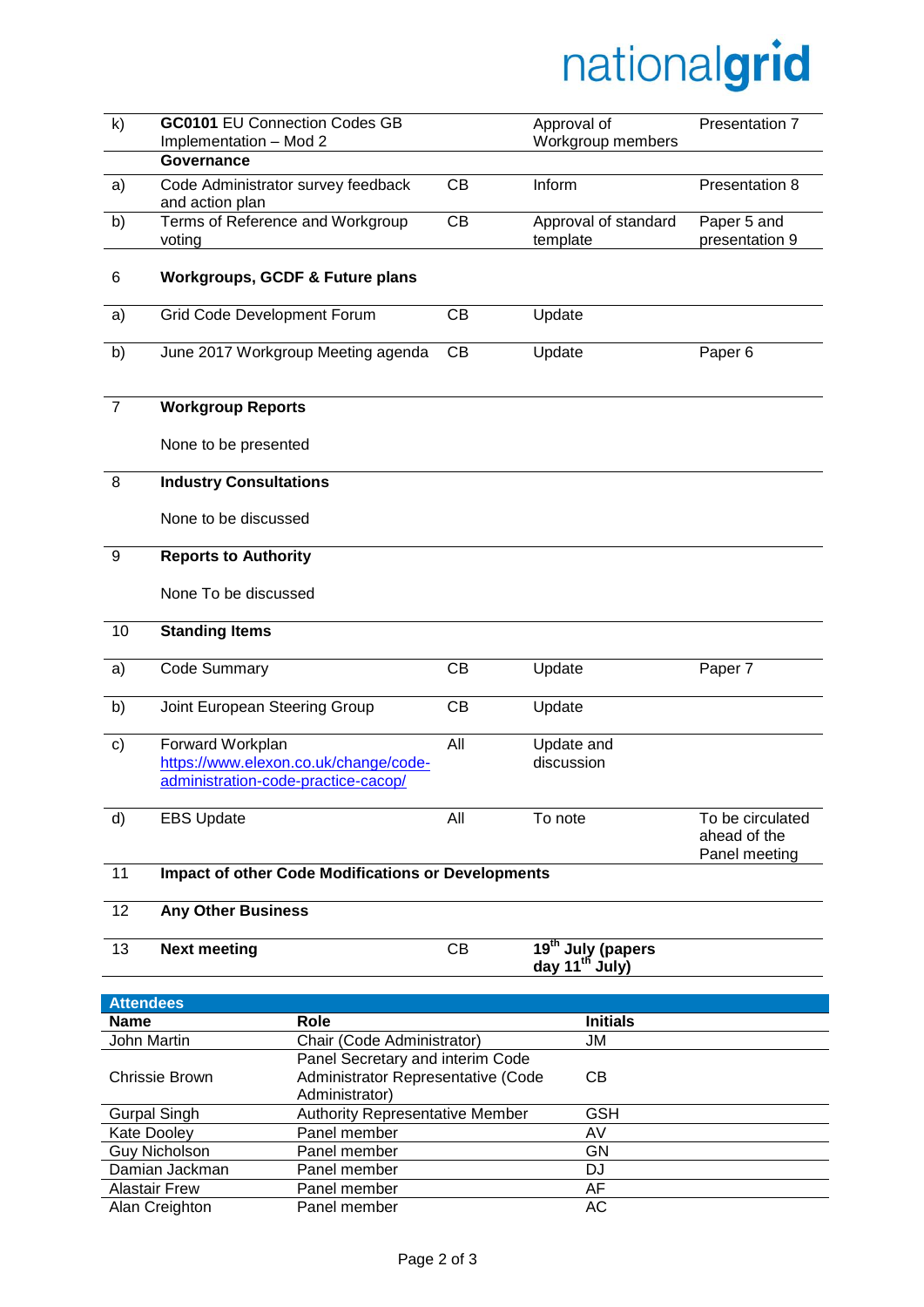| | | | | |
|---|---|---|---|---|
| k) | **GC0101** EU Connection Codes GB Implementation – Mod 2 | | Approval of Workgroup members | Presentation 7 |
| | **Governance** | | | |
| a) | Code Administrator survey feedback and action plan | CB | Inform | Presentation 8 |
| b) | Terms of Reference and Workgroup voting | CB | Approval of standard template | Paper 5 and presentation 9 |
| 6 | **Workgroups, GCDF & Future plans** | | | |
| a) | Grid Code Development Forum | CB | Update | |
| b) | June 2017 Workgroup Meeting agenda | CB | Update | Paper 6 |
| 7 | **Workgroup Reports**<br>None to be presented | | | |
| 8 | **Industry Consultations**<br>None to be discussed | | | |
| 9 | **Reports to Authority**<br>None To be discussed | | | |
| 10 | **Standing Items** | | | |
| a) | Code Summary | CB | Update | Paper 7 |
| b) | Joint European Steering Group | CB | Update | |
| c) | Forward Workplan<br>https://www.elexon.co.uk/change/code-administration-code-practice-cacop/ | All | Update and discussion | |
| d) | EBS Update | All | To note | To be circulated ahead of the Panel meeting |
| 11 | **Impact of other Code Modifications or Developments** | | | |
| 12 | **Any Other Business** | | | |
| 13 | **Next meeting** | CB | **19th July (papers day 11th July)** | |

| **Attendees** | | |
|---|---|---|
| **Name** | **Role** | **Initials** |
| John Martin | Chair (Code Administrator) | JM |
| Chrissie Brown | Panel Secretary and interim Code Administrator Representative (Code Administrator) | CB |
| Gurpal Singh | Authority Representative Member | GSH |
| Kate Dooley | Panel member | AV |
| Guy Nicholson | Panel member | GN |
| Damian Jackman | Panel member | DJ |
| Alastair Frew | Panel member | AF |
| Alan Creighton | Panel member | AC |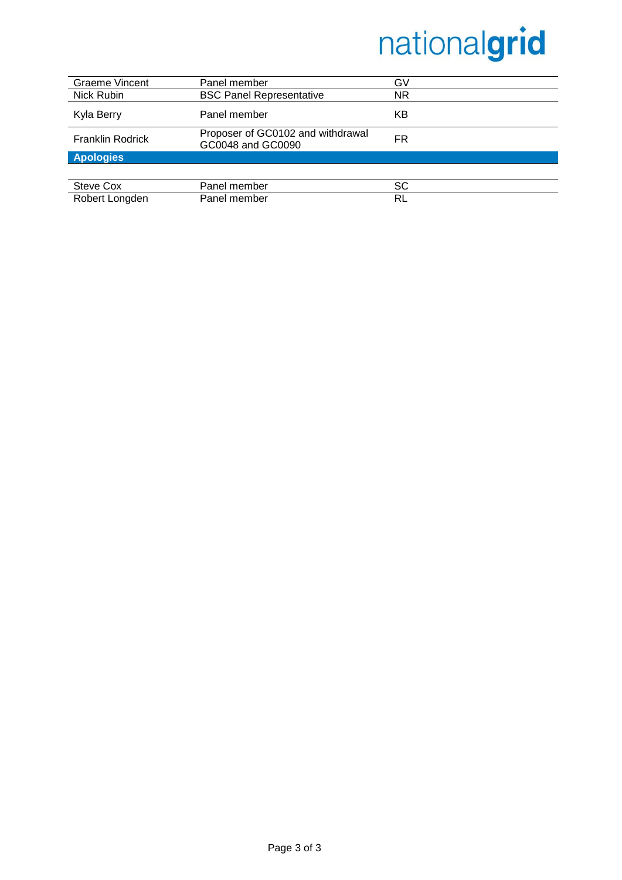| | | |
|---|---|---|
| Graeme Vincent | Panel member | GV |
| Nick Rubin | BSC Panel Representative | NR |
| Kyla Berry | Panel member | KB |
| Franklin Rodrick | Proposer of GC0102 and withdrawal GC0048 and GC0090 | FR |
| **Apologies** | | |
| Steve Cox | Panel member | SC |
| Robert Longden | Panel member | RL |